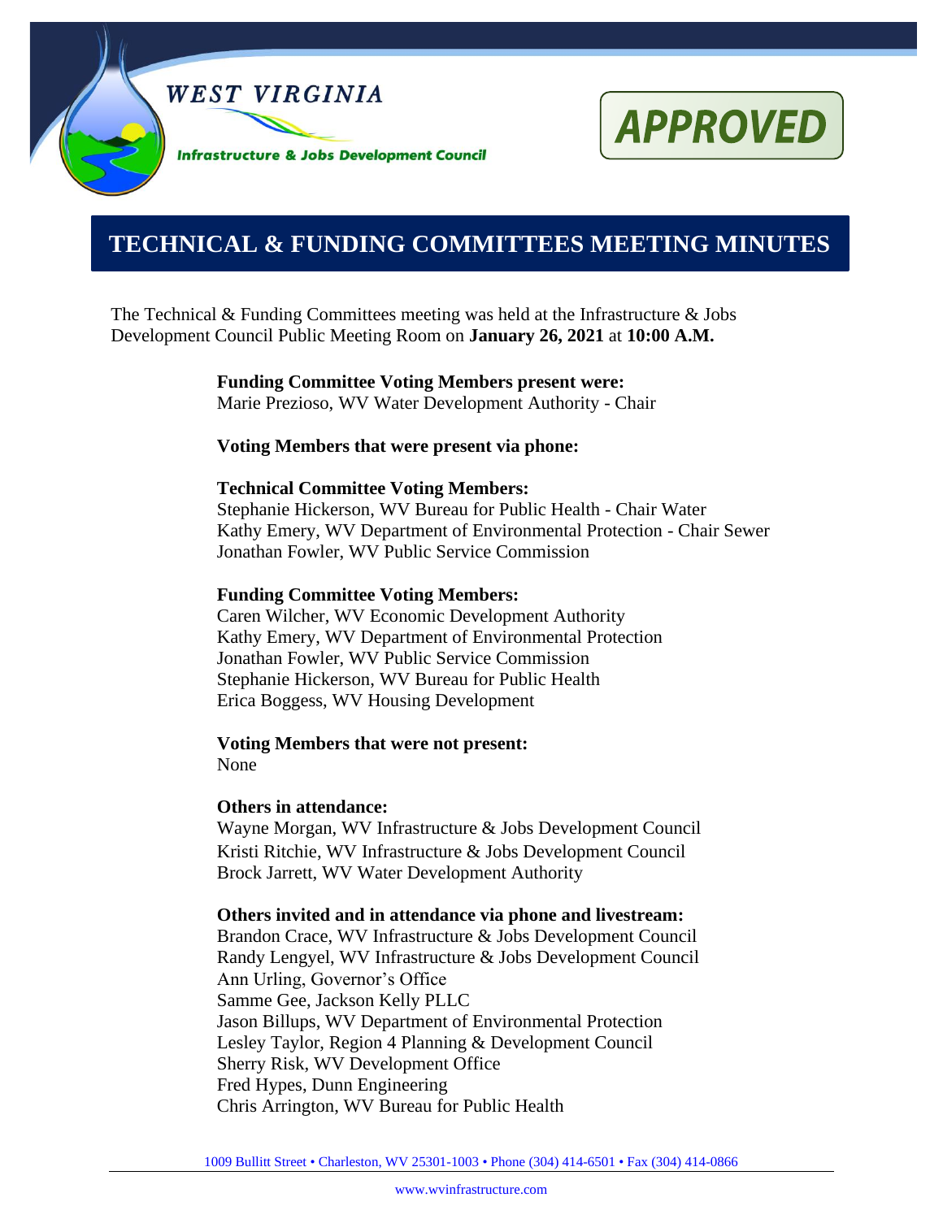WEST VIRGINIA

Infrastructure & Jobs Development Council

APPROVED

# TECHNICAL & FUNDING COMMITTEES MEETING MINUTES

The Technical & Funding Committees meeting was held at the Infrastructure & Jobs Development Council Public Meeting Room on **January 26, 2021** at **10:00 A.M.**

**Funding Committee Voting Members present were:**
Marie Prezioso, WV Water Development Authority - Chair

**Voting Members that were present via phone:**

**Technical Committee Voting Members:**
Stephanie Hickerson, WV Bureau for Public Health - Chair Water
Kathy Emery, WV Department of Environmental Protection - Chair Sewer
Jonathan Fowler, WV Public Service Commission

**Funding Committee Voting Members:**
Caren Wilcher, WV Economic Development Authority
Kathy Emery, WV Department of Environmental Protection
Jonathan Fowler, WV Public Service Commission
Stephanie Hickerson, WV Bureau for Public Health
Erica Boggess, WV Housing Development

**Voting Members that were not present:**
None

**Others in attendance:**
Wayne Morgan, WV Infrastructure & Jobs Development Council
Kristi Ritchie, WV Infrastructure & Jobs Development Council
Brock Jarrett, WV Water Development Authority

**Others invited and in attendance via phone and livestream:**
Brandon Crace, WV Infrastructure & Jobs Development Council
Randy Lengyel, WV Infrastructure & Jobs Development Council
Ann Urling, Governor's Office
Samme Gee, Jackson Kelly PLLC
Jason Billups, WV Department of Environmental Protection
Lesley Taylor, Region 4 Planning & Development Council
Sherry Risk, WV Development Office
Fred Hypes, Dunn Engineering
Chris Arrington, WV Bureau for Public Health

1009 Bullitt Street • Charleston, WV 25301-1003 • Phone (304) 414-6501 • Fax (304) 414-0866

www.wvinfrastructure.com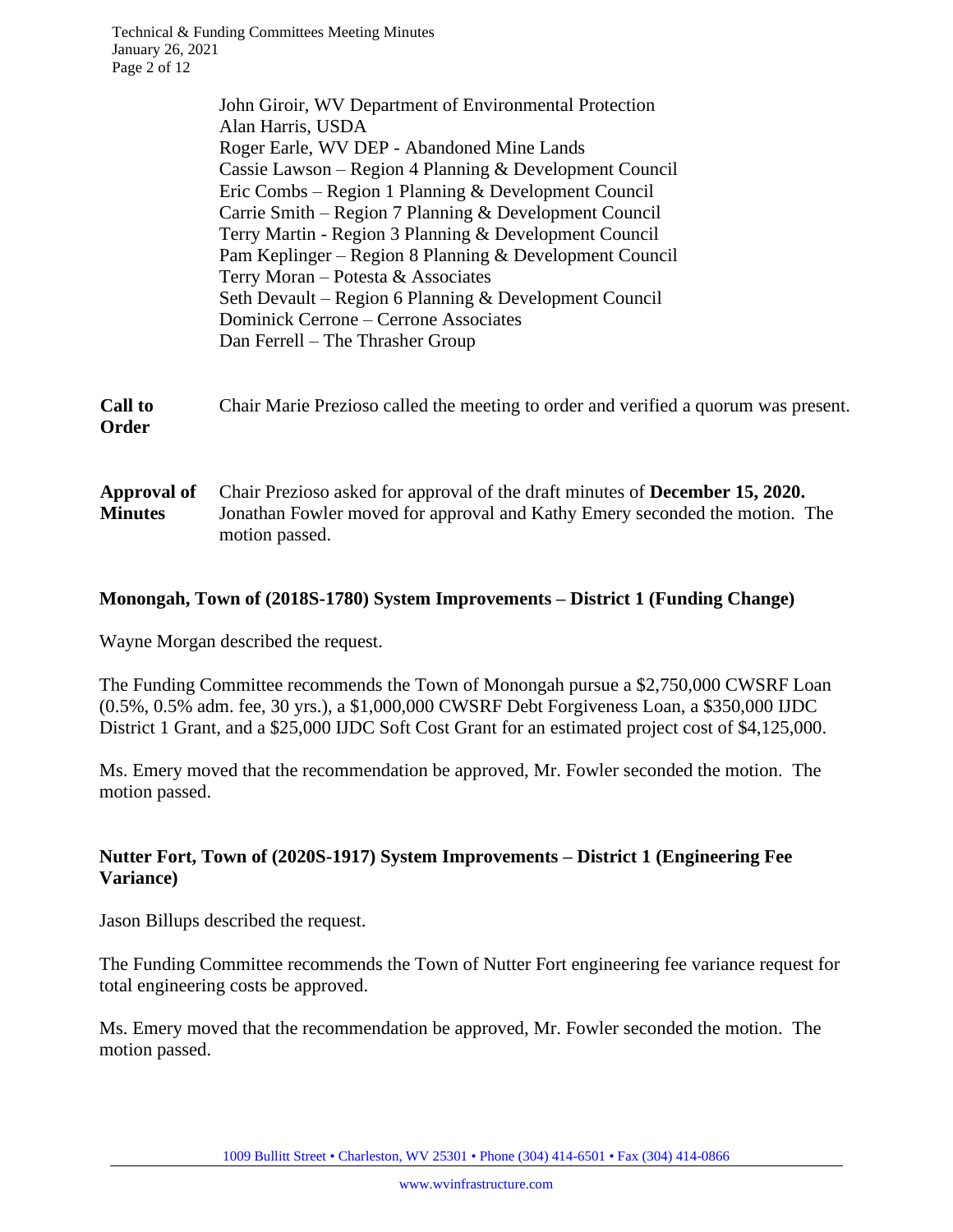John Giroir, WV Department of Environmental Protection
Alan Harris, USDA
Roger Earle, WV DEP - Abandoned Mine Lands
Cassie Lawson – Region 4 Planning & Development Council
Eric Combs – Region 1 Planning & Development Council
Carrie Smith – Region 7 Planning & Development Council
Terry Martin - Region 3 Planning & Development Council
Pam Keplinger – Region 8 Planning & Development Council
Terry Moran – Potesta & Associates
Seth Devault – Region 6 Planning & Development Council
Dominick Cerrone – Cerrone Associates
Dan Ferrell – The Thrasher Group

**Call to Order** Chair Marie Prezioso called the meeting to order and verified a quorum was present.

**Approval of Minutes** Chair Prezioso asked for approval of the draft minutes of **December 15, 2020.** Jonathan Fowler moved for approval and Kathy Emery seconded the motion. The motion passed.

**Monongah, Town of (2018S-1780) System Improvements – District 1 (Funding Change)**

Wayne Morgan described the request.

The Funding Committee recommends the Town of Monongah pursue a $2,750,000 CWSRF Loan (0.5%, 0.5% adm. fee, 30 yrs.), a $1,000,000 CWSRF Debt Forgiveness Loan, a $350,000 IJDC District 1 Grant, and a $25,000 IJDC Soft Cost Grant for an estimated project cost of $4,125,000.

Ms. Emery moved that the recommendation be approved, Mr. Fowler seconded the motion. The motion passed.

**Nutter Fort, Town of (2020S-1917) System Improvements – District 1 (Engineering Fee Variance)**

Jason Billups described the request.

The Funding Committee recommends the Town of Nutter Fort engineering fee variance request for total engineering costs be approved.

Ms. Emery moved that the recommendation be approved, Mr. Fowler seconded the motion. The motion passed.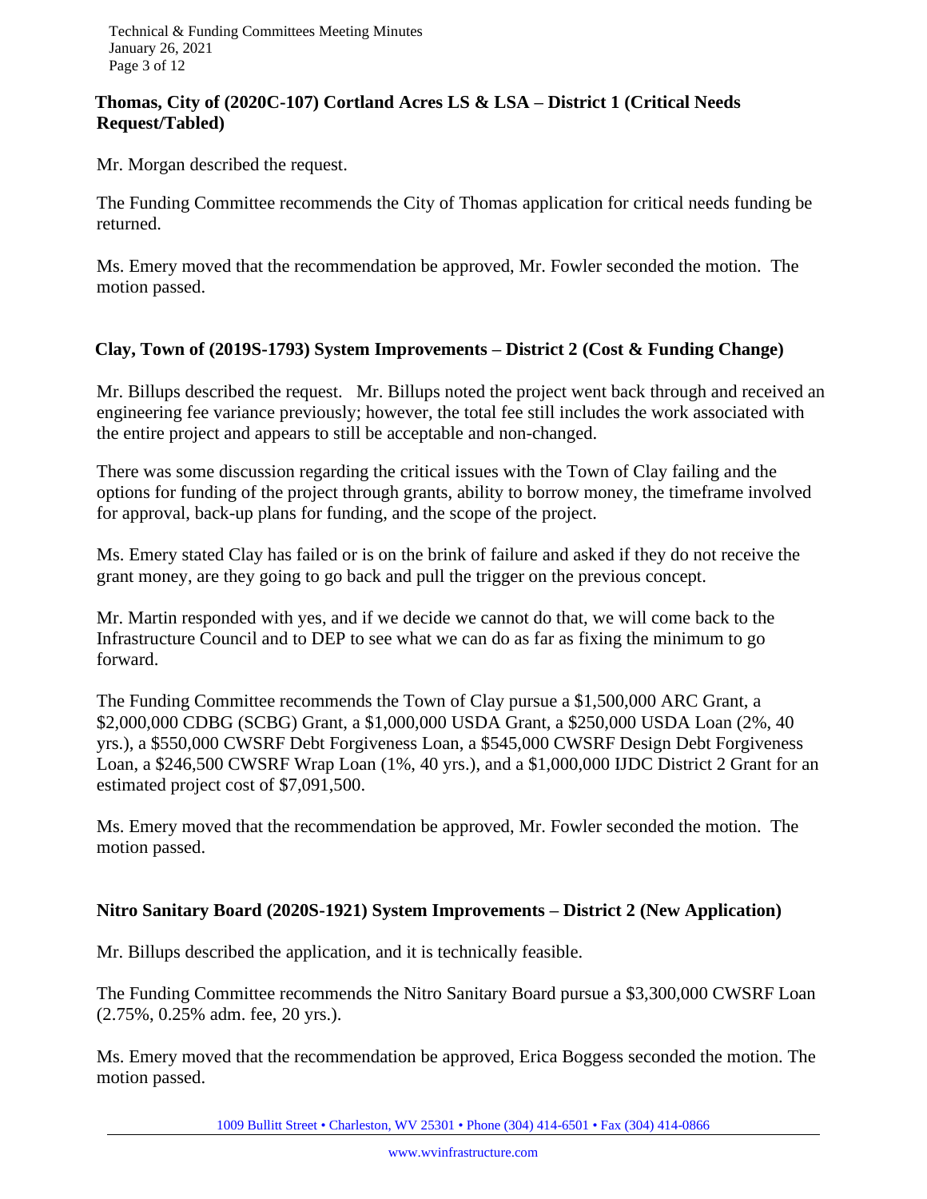**Thomas, City of (2020C-107) Cortland Acres LS & LSA – District 1 (Critical Needs Request/Tabled)**

Mr. Morgan described the request.

The Funding Committee recommends the City of Thomas application for critical needs funding be returned.

Ms. Emery moved that the recommendation be approved, Mr. Fowler seconded the motion. The motion passed.

**Clay, Town of (2019S-1793) System Improvements – District 2 (Cost & Funding Change)**

Mr. Billups described the request. Mr. Billups noted the project went back through and received an engineering fee variance previously; however, the total fee still includes the work associated with the entire project and appears to still be acceptable and non-changed.

There was some discussion regarding the critical issues with the Town of Clay failing and the options for funding of the project through grants, ability to borrow money, the timeframe involved for approval, back-up plans for funding, and the scope of the project.

Ms. Emery stated Clay has failed or is on the brink of failure and asked if they do not receive the grant money, are they going to go back and pull the trigger on the previous concept.

Mr. Martin responded with yes, and if we decide we cannot do that, we will come back to the Infrastructure Council and to DEP to see what we can do as far as fixing the minimum to go forward.

The Funding Committee recommends the Town of Clay pursue a $1,500,000 ARC Grant, a $2,000,000 CDBG (SCBG) Grant, a $1,000,000 USDA Grant, a $250,000 USDA Loan (2%, 40 yrs.), a $550,000 CWSRF Debt Forgiveness Loan, a $545,000 CWSRF Design Debt Forgiveness Loan, a $246,500 CWSRF Wrap Loan (1%, 40 yrs.), and a $1,000,000 IJDC District 2 Grant for an estimated project cost of $7,091,500.

Ms. Emery moved that the recommendation be approved, Mr. Fowler seconded the motion. The motion passed.

**Nitro Sanitary Board (2020S-1921) System Improvements – District 2 (New Application)**

Mr. Billups described the application, and it is technically feasible.

The Funding Committee recommends the Nitro Sanitary Board pursue a $3,300,000 CWSRF Loan (2.75%, 0.25% adm. fee, 20 yrs.).

Ms. Emery moved that the recommendation be approved, Erica Boggess seconded the motion. The motion passed.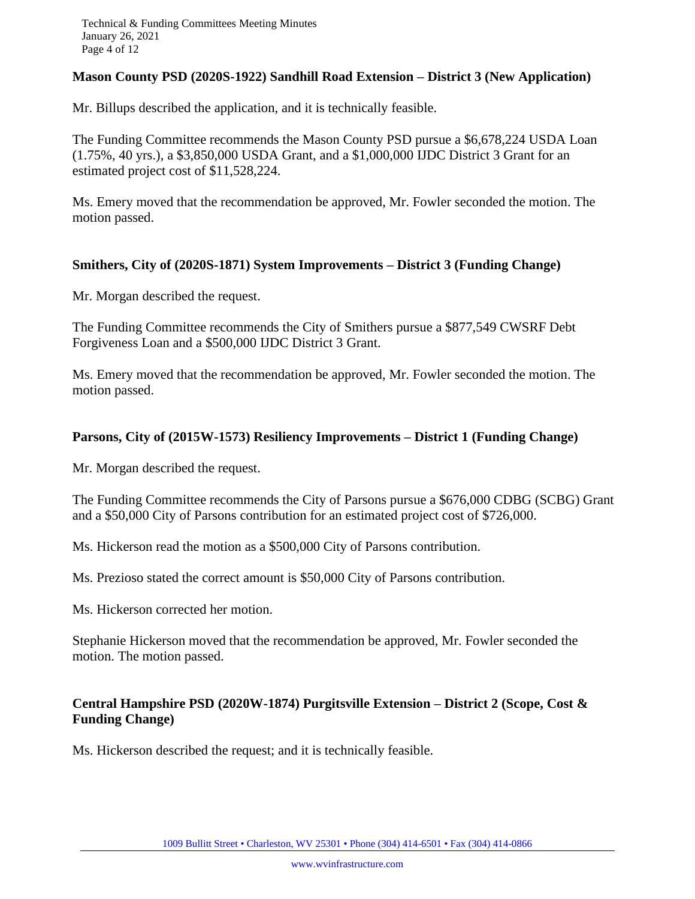**Mason County PSD (2020S-1922) Sandhill Road Extension – District 3 (New Application)**

Mr. Billups described the application, and it is technically feasible.

The Funding Committee recommends the Mason County PSD pursue a $6,678,224 USDA Loan (1.75%, 40 yrs.), a $3,850,000 USDA Grant, and a $1,000,000 IJDC District 3 Grant for an estimated project cost of $11,528,224.

Ms. Emery moved that the recommendation be approved, Mr. Fowler seconded the motion. The motion passed.

**Smithers, City of (2020S-1871) System Improvements – District 3 (Funding Change)**

Mr. Morgan described the request.

The Funding Committee recommends the City of Smithers pursue a $877,549 CWSRF Debt Forgiveness Loan and a $500,000 IJDC District 3 Grant.

Ms. Emery moved that the recommendation be approved, Mr. Fowler seconded the motion. The motion passed.

**Parsons, City of (2015W-1573) Resiliency Improvements – District 1 (Funding Change)**

Mr. Morgan described the request.

The Funding Committee recommends the City of Parsons pursue a $676,000 CDBG (SCBG) Grant and a $50,000 City of Parsons contribution for an estimated project cost of $726,000.

Ms. Hickerson read the motion as a $500,000 City of Parsons contribution.

Ms. Prezioso stated the correct amount is $50,000 City of Parsons contribution.

Ms. Hickerson corrected her motion.

Stephanie Hickerson moved that the recommendation be approved, Mr. Fowler seconded the motion. The motion passed.

**Central Hampshire PSD (2020W-1874) Purgitsville Extension – District 2 (Scope, Cost & Funding Change)**

Ms. Hickerson described the request; and it is technically feasible.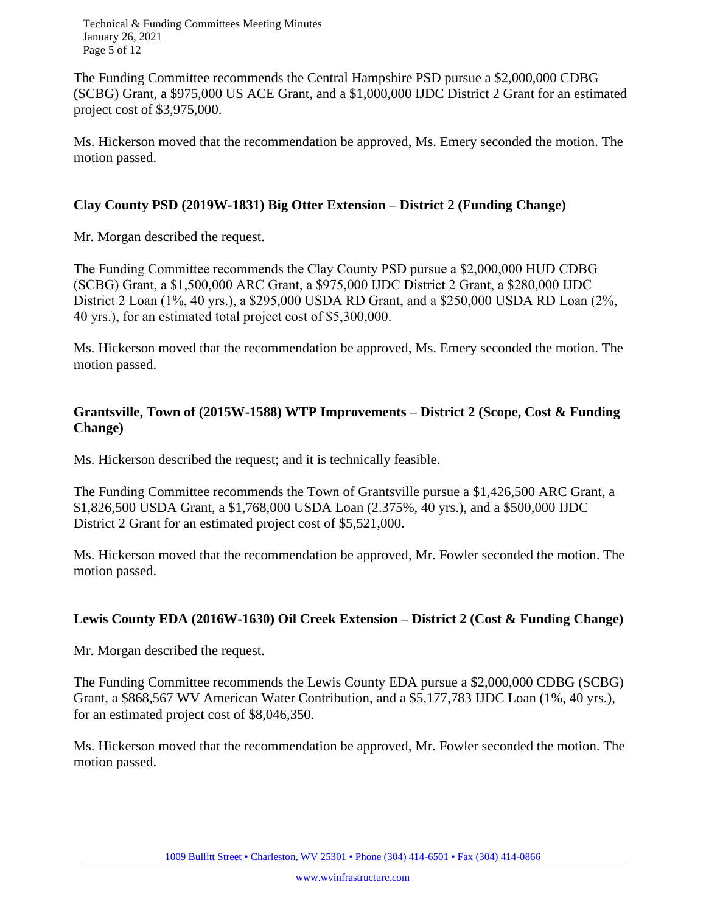The Funding Committee recommends the Central Hampshire PSD pursue a $2,000,000 CDBG (SCBG) Grant, a $975,000 US ACE Grant, and a $1,000,000 IJDC District 2 Grant for an estimated project cost of $3,975,000.

Ms. Hickerson moved that the recommendation be approved, Ms. Emery seconded the motion. The motion passed.

**Clay County PSD (2019W-1831) Big Otter Extension – District 2 (Funding Change)**

Mr. Morgan described the request.

The Funding Committee recommends the Clay County PSD pursue a $2,000,000 HUD CDBG (SCBG) Grant, a $1,500,000 ARC Grant, a $975,000 IJDC District 2 Grant, a $280,000 IJDC District 2 Loan (1%, 40 yrs.), a $295,000 USDA RD Grant, and a $250,000 USDA RD Loan (2%, 40 yrs.), for an estimated total project cost of $5,300,000.

Ms. Hickerson moved that the recommendation be approved, Ms. Emery seconded the motion. The motion passed.

**Grantsville, Town of (2015W-1588) WTP Improvements – District 2 (Scope, Cost & Funding Change)**

Ms. Hickerson described the request; and it is technically feasible.

The Funding Committee recommends the Town of Grantsville pursue a $1,426,500 ARC Grant, a $1,826,500 USDA Grant, a $1,768,000 USDA Loan (2.375%, 40 yrs.), and a $500,000 IJDC District 2 Grant for an estimated project cost of $5,521,000.

Ms. Hickerson moved that the recommendation be approved, Mr. Fowler seconded the motion. The motion passed.

**Lewis County EDA (2016W-1630) Oil Creek Extension – District 2 (Cost & Funding Change)**

Mr. Morgan described the request.

The Funding Committee recommends the Lewis County EDA pursue a $2,000,000 CDBG (SCBG) Grant, a $868,567 WV American Water Contribution, and a $5,177,783 IJDC Loan (1%, 40 yrs.), for an estimated project cost of $8,046,350.

Ms. Hickerson moved that the recommendation be approved, Mr. Fowler seconded the motion. The motion passed.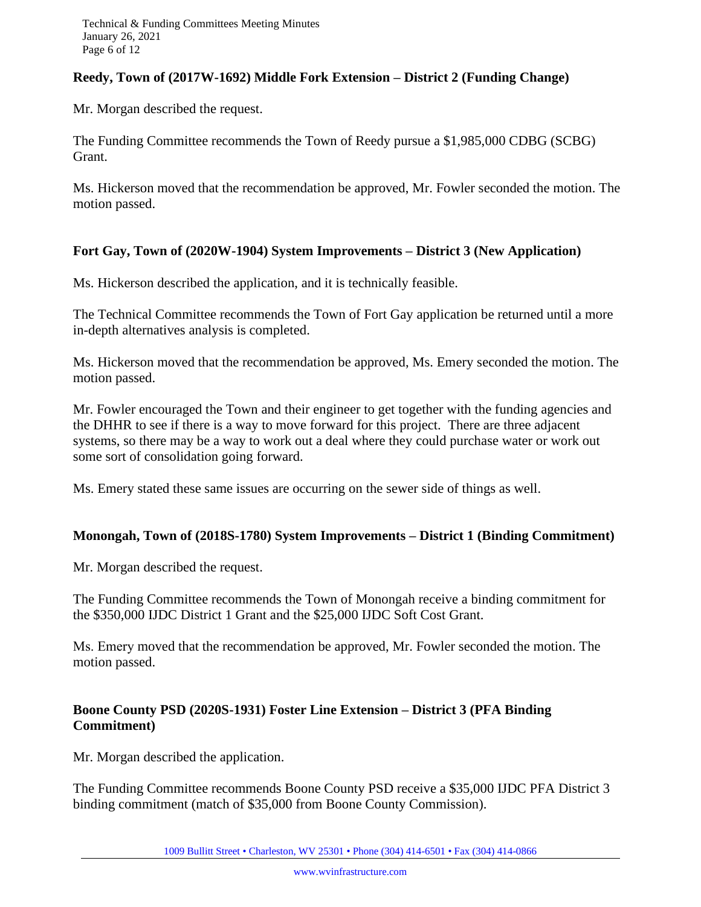**Reedy, Town of (2017W-1692) Middle Fork Extension – District 2 (Funding Change)**

Mr. Morgan described the request.

The Funding Committee recommends the Town of Reedy pursue a $1,985,000 CDBG (SCBG) Grant.

Ms. Hickerson moved that the recommendation be approved, Mr. Fowler seconded the motion. The motion passed.

**Fort Gay, Town of (2020W-1904) System Improvements – District 3 (New Application)**

Ms. Hickerson described the application, and it is technically feasible.

The Technical Committee recommends the Town of Fort Gay application be returned until a more in-depth alternatives analysis is completed.

Ms. Hickerson moved that the recommendation be approved, Ms. Emery seconded the motion. The motion passed.

Mr. Fowler encouraged the Town and their engineer to get together with the funding agencies and the DHHR to see if there is a way to move forward for this project. There are three adjacent systems, so there may be a way to work out a deal where they could purchase water or work out some sort of consolidation going forward.

Ms. Emery stated these same issues are occurring on the sewer side of things as well.

**Monongah, Town of (2018S-1780) System Improvements – District 1 (Binding Commitment)**

Mr. Morgan described the request.

The Funding Committee recommends the Town of Monongah receive a binding commitment for the $350,000 IJDC District 1 Grant and the $25,000 IJDC Soft Cost Grant.

Ms. Emery moved that the recommendation be approved, Mr. Fowler seconded the motion. The motion passed.

**Boone County PSD (2020S-1931) Foster Line Extension – District 3 (PFA Binding Commitment)**

Mr. Morgan described the application.

The Funding Committee recommends Boone County PSD receive a $35,000 IJDC PFA District 3 binding commitment (match of $35,000 from Boone County Commission).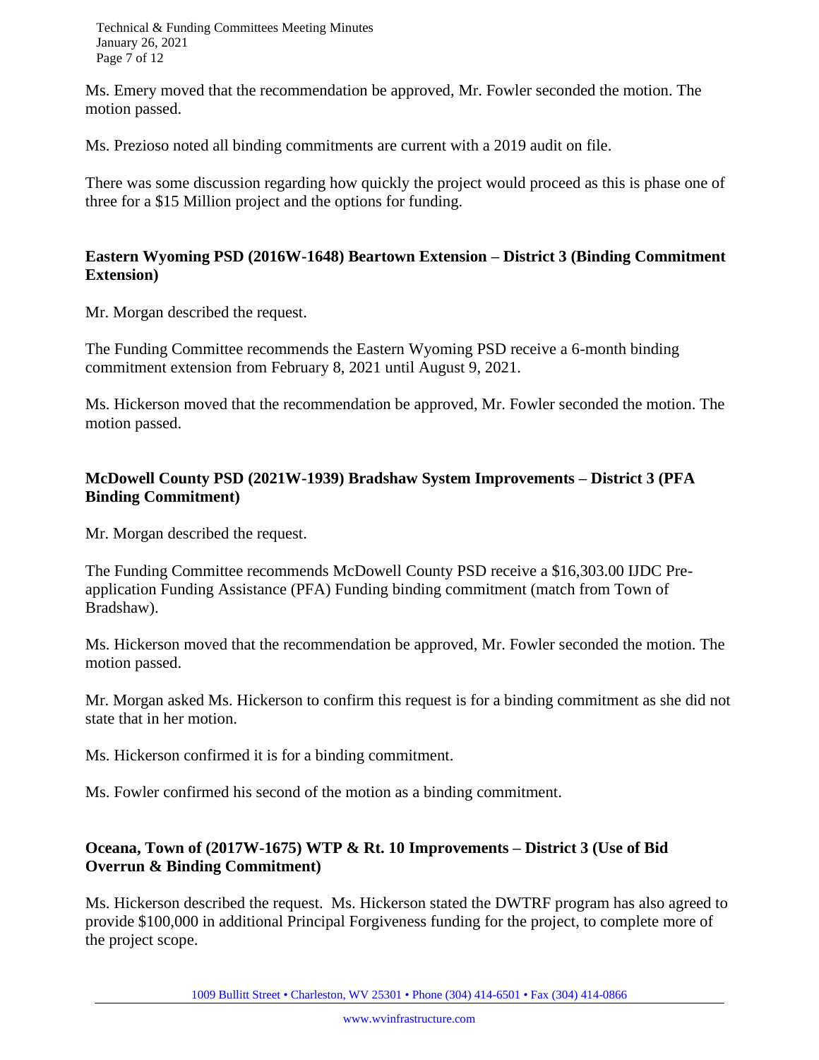Ms. Emery moved that the recommendation be approved, Mr. Fowler seconded the motion. The motion passed.

Ms. Prezioso noted all binding commitments are current with a 2019 audit on file.

There was some discussion regarding how quickly the project would proceed as this is phase one of three for a $15 Million project and the options for funding.

**Eastern Wyoming PSD (2016W-1648) Beartown Extension – District 3 (Binding Commitment Extension)**

Mr. Morgan described the request.

The Funding Committee recommends the Eastern Wyoming PSD receive a 6-month binding commitment extension from February 8, 2021 until August 9, 2021.

Ms. Hickerson moved that the recommendation be approved, Mr. Fowler seconded the motion. The motion passed.

**McDowell County PSD (2021W-1939) Bradshaw System Improvements – District 3 (PFA Binding Commitment)**

Mr. Morgan described the request.

The Funding Committee recommends McDowell County PSD receive a $16,303.00 IJDC Pre-application Funding Assistance (PFA) Funding binding commitment (match from Town of Bradshaw).

Ms. Hickerson moved that the recommendation be approved, Mr. Fowler seconded the motion. The motion passed.

Mr. Morgan asked Ms. Hickerson to confirm this request is for a binding commitment as she did not state that in her motion.

Ms. Hickerson confirmed it is for a binding commitment.

Ms. Fowler confirmed his second of the motion as a binding commitment.

**Oceana, Town of (2017W-1675) WTP & Rt. 10 Improvements – District 3 (Use of Bid Overrun & Binding Commitment)**

Ms. Hickerson described the request. Ms. Hickerson stated the DWTRF program has also agreed to provide $100,000 in additional Principal Forgiveness funding for the project, to complete more of the project scope.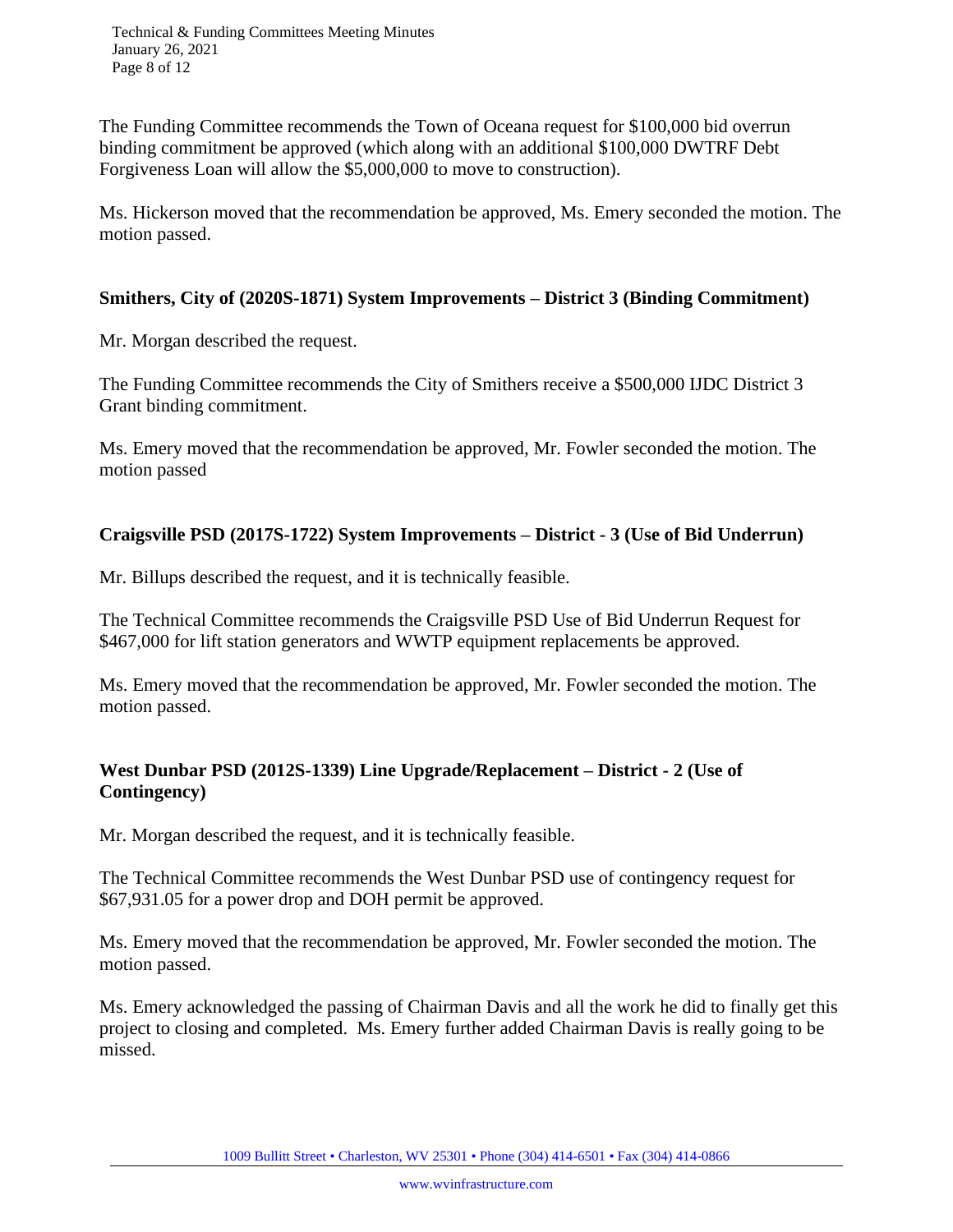The Funding Committee recommends the Town of Oceana request for $100,000 bid overrun binding commitment be approved (which along with an additional $100,000 DWTRF Debt Forgiveness Loan will allow the $5,000,000 to move to construction).

Ms. Hickerson moved that the recommendation be approved, Ms. Emery seconded the motion. The motion passed.

**Smithers, City of (2020S-1871) System Improvements – District 3 (Binding Commitment)**

Mr. Morgan described the request.

The Funding Committee recommends the City of Smithers receive a $500,000 IJDC District 3 Grant binding commitment.

Ms. Emery moved that the recommendation be approved, Mr. Fowler seconded the motion. The motion passed

**Craigsville PSD (2017S-1722) System Improvements – District - 3 (Use of Bid Underrun)**

Mr. Billups described the request, and it is technically feasible.

The Technical Committee recommends the Craigsville PSD Use of Bid Underrun Request for $467,000 for lift station generators and WWTP equipment replacements be approved.

Ms. Emery moved that the recommendation be approved, Mr. Fowler seconded the motion. The motion passed.

**West Dunbar PSD (2012S-1339) Line Upgrade/Replacement – District - 2 (Use of Contingency)**

Mr. Morgan described the request, and it is technically feasible.

The Technical Committee recommends the West Dunbar PSD use of contingency request for $67,931.05 for a power drop and DOH permit be approved.

Ms. Emery moved that the recommendation be approved, Mr. Fowler seconded the motion. The motion passed.

Ms. Emery acknowledged the passing of Chairman Davis and all the work he did to finally get this project to closing and completed. Ms. Emery further added Chairman Davis is really going to be missed.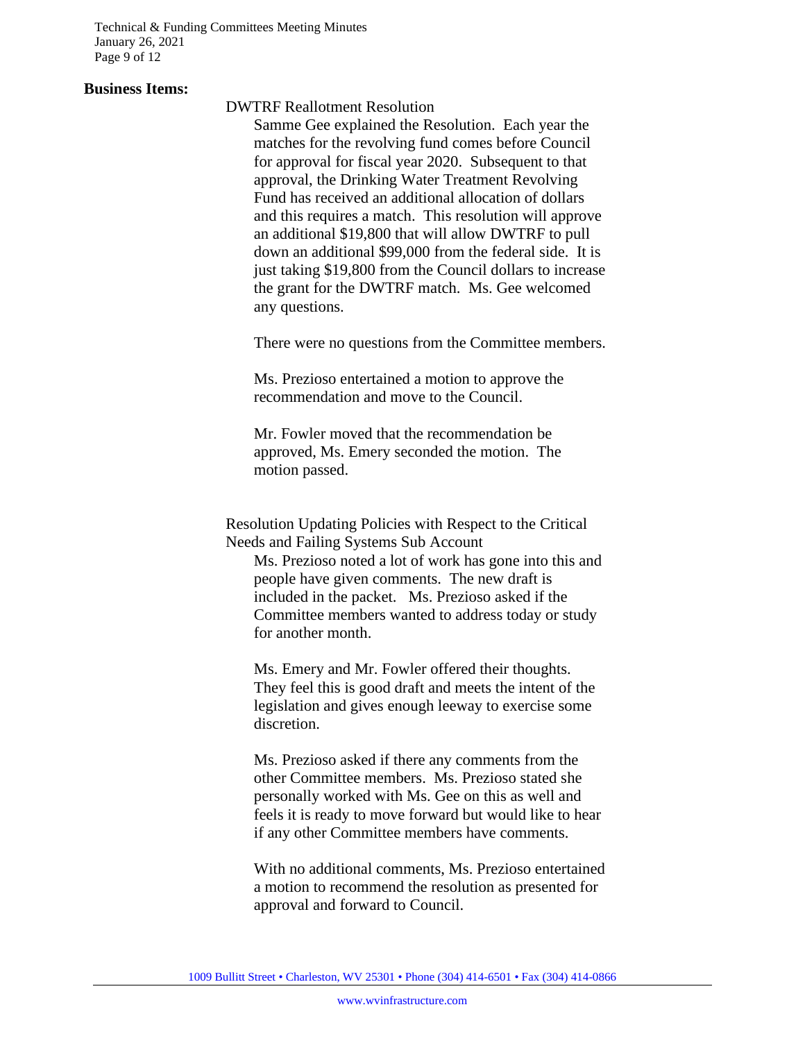**Business Items:**

DWTRF Reallotment Resolution

Samme Gee explained the Resolution. Each year the matches for the revolving fund comes before Council for approval for fiscal year 2020. Subsequent to that approval, the Drinking Water Treatment Revolving Fund has received an additional allocation of dollars and this requires a match. This resolution will approve an additional $19,800 that will allow DWTRF to pull down an additional $99,000 from the federal side. It is just taking $19,800 from the Council dollars to increase the grant for the DWTRF match. Ms. Gee welcomed any questions.

There were no questions from the Committee members.

Ms. Prezioso entertained a motion to approve the recommendation and move to the Council.

Mr. Fowler moved that the recommendation be approved, Ms. Emery seconded the motion. The motion passed.

Resolution Updating Policies with Respect to the Critical Needs and Failing Systems Sub Account

Ms. Prezioso noted a lot of work has gone into this and people have given comments. The new draft is included in the packet. Ms. Prezioso asked if the Committee members wanted to address today or study for another month.

Ms. Emery and Mr. Fowler offered their thoughts. They feel this is good draft and meets the intent of the legislation and gives enough leeway to exercise some discretion.

Ms. Prezioso asked if there any comments from the other Committee members. Ms. Prezioso stated she personally worked with Ms. Gee on this as well and feels it is ready to move forward but would like to hear if any other Committee members have comments.

With no additional comments, Ms. Prezioso entertained a motion to recommend the resolution as presented for approval and forward to Council.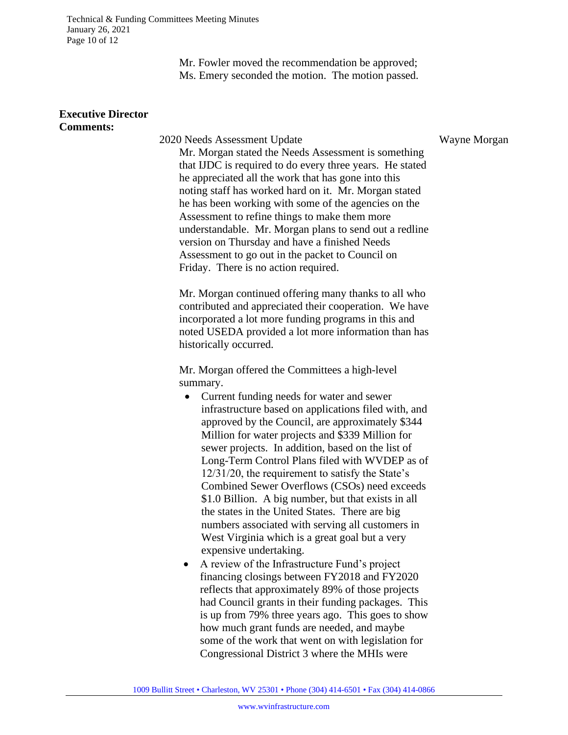Mr. Fowler moved the recommendation be approved; Ms. Emery seconded the motion. The motion passed.

**Executive Director Comments:**

2020 Needs Assessment Update — Wayne Morgan

Mr. Morgan stated the Needs Assessment is something that IJDC is required to do every three years. He stated he appreciated all the work that has gone into this noting staff has worked hard on it. Mr. Morgan stated he has been working with some of the agencies on the Assessment to refine things to make them more understandable. Mr. Morgan plans to send out a redline version on Thursday and have a finished Needs Assessment to go out in the packet to Council on Friday. There is no action required.

Mr. Morgan continued offering many thanks to all who contributed and appreciated their cooperation. We have incorporated a lot more funding programs in this and noted USEDA provided a lot more information than has historically occurred.

Mr. Morgan offered the Committees a high-level summary.

- Current funding needs for water and sewer infrastructure based on applications filed with, and approved by the Council, are approximately $344 Million for water projects and $339 Million for sewer projects. In addition, based on the list of Long-Term Control Plans filed with WVDEP as of 12/31/20, the requirement to satisfy the State's Combined Sewer Overflows (CSOs) need exceeds $1.0 Billion. A big number, but that exists in all the states in the United States. There are big numbers associated with serving all customers in West Virginia which is a great goal but a very expensive undertaking.
- A review of the Infrastructure Fund's project financing closings between FY2018 and FY2020 reflects that approximately 89% of those projects had Council grants in their funding packages. This is up from 79% three years ago. This goes to show how much grant funds are needed, and maybe some of the work that went on with legislation for Congressional District 3 where the MHIs were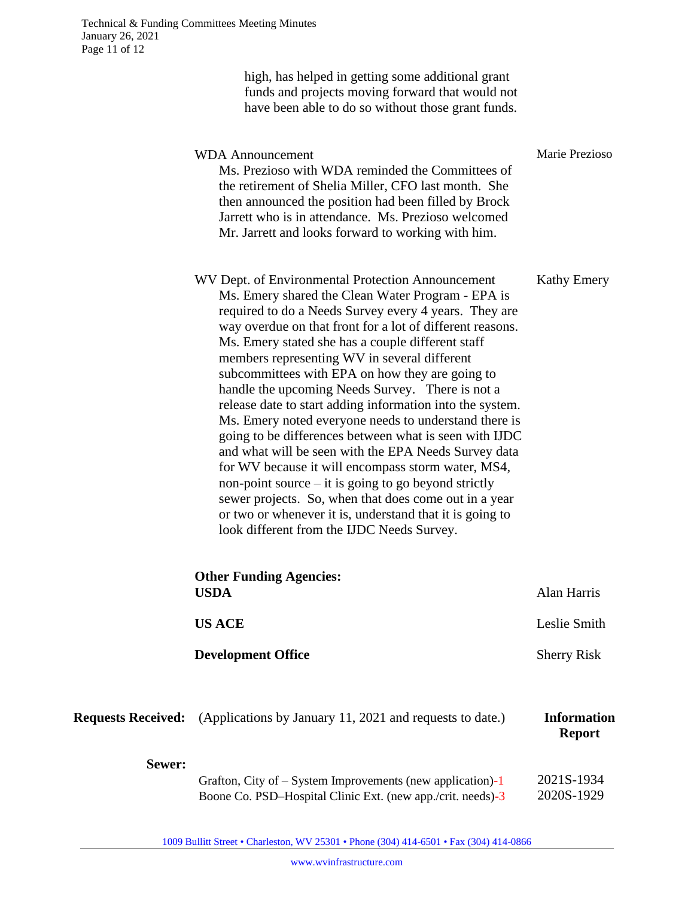high, has helped in getting some additional grant funds and projects moving forward that would not have been able to do so without those grant funds.

WDA Announcement — Marie Prezioso

Ms. Prezioso with WDA reminded the Committees of the retirement of Shelia Miller, CFO last month. She then announced the position had been filled by Brock Jarrett who is in attendance. Ms. Prezioso welcomed Mr. Jarrett and looks forward to working with him.

WV Dept. of Environmental Protection Announcement — Kathy Emery

Ms. Emery shared the Clean Water Program - EPA is required to do a Needs Survey every 4 years. They are way overdue on that front for a lot of different reasons. Ms. Emery stated she has a couple different staff members representing WV in several different subcommittees with EPA on how they are going to handle the upcoming Needs Survey. There is not a release date to start adding information into the system. Ms. Emery noted everyone needs to understand there is going to be differences between what is seen with IJDC and what will be seen with the EPA Needs Survey data for WV because it will encompass storm water, MS4, non-point source – it is going to go beyond strictly sewer projects. So, when that does come out in a year or two or whenever it is, understand that it is going to look different from the IJDC Needs Survey.

**Other Funding Agencies:**

**USDA** — Alan Harris

**US ACE** — Leslie Smith

**Development Office** — Sherry Risk

**Requests Received:** (Applications by January 11, 2021 and requests to date.) — **Information Report**

**Sewer:**

| Request | Number |
|---|---|
| Grafton, City of – System Improvements (new application)-1 | 2021S-1934 |
| Boone Co. PSD–Hospital Clinic Ext. (new app./crit. needs)-3 | 2020S-1929 |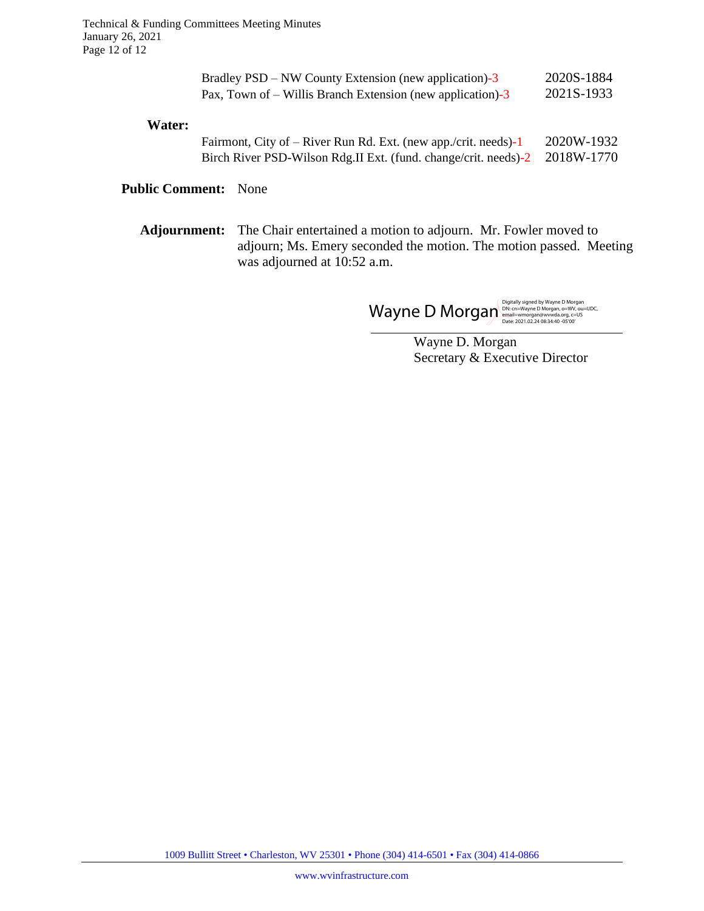| | |
|---|---|
| Bradley PSD – NW County Extension (new application)-3 | 2020S-1884 |
| Pax, Town of – Willis Branch Extension (new application)-3 | 2021S-1933 |

**Water:**

| | |
|---|---|
| Fairmont, City of – River Run Rd. Ext. (new app./crit. needs)-1 | 2020W-1932 |
| Birch River PSD-Wilson Rdg.II Ext. (fund. change/crit. needs)-2 | 2018W-1770 |

**Public Comment:** None

**Adjournment:** The Chair entertained a motion to adjourn. Mr. Fowler moved to adjourn; Ms. Emery seconded the motion. The motion passed. Meeting was adjourned at 10:52 a.m.

Wayne D Morgan
Digitally signed by Wayne D Morgan
DN: cn=Wayne D Morgan, o=WV, ou=IJDC, email=wmorgan@wvwda.org, c=US
Date: 2021.02.24 08:34:40 -05'00'

Wayne D. Morgan
Secretary & Executive Director

1009 Bullitt Street • Charleston, WV 25301 • Phone (304) 414-6501 • Fax (304) 414-0866

www.wvinfrastructure.com